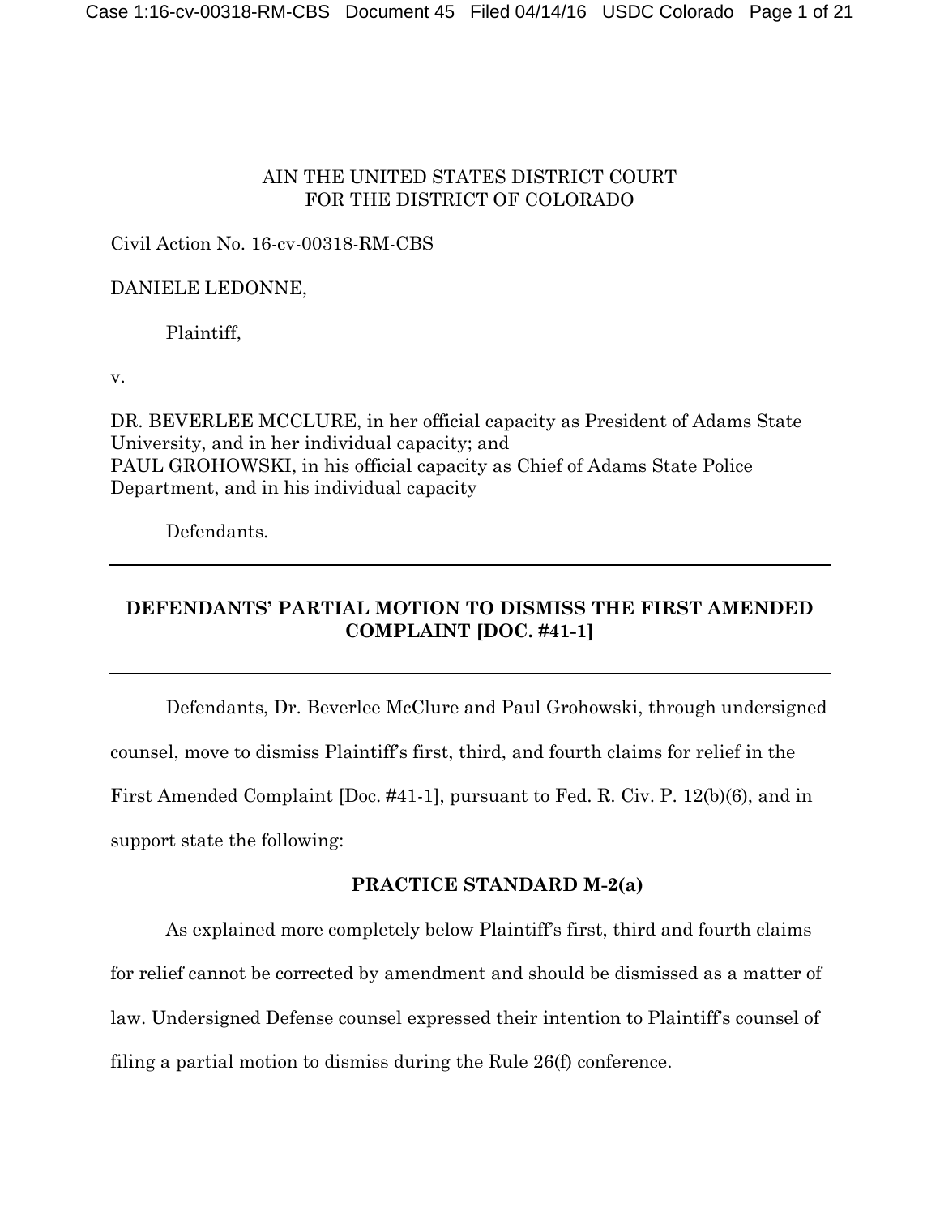AIN THE UNITED STATES DISTRICT COURT
FOR THE DISTRICT OF COLORADO

Civil Action No. 16-cv-00318-RM-CBS

DANIELE LEDONNE,

Plaintiff,

v.

DR. BEVERLEE MCCLURE, in her official capacity as President of Adams State University, and in her individual capacity; and
PAUL GROHOWSKI, in his official capacity as Chief of Adams State Police Department, and in his individual capacity

Defendants.

---

**DEFENDANTS' PARTIAL MOTION TO DISMISS THE FIRST AMENDED COMPLAINT [DOC. #41-1]**

---

Defendants, Dr. Beverlee McClure and Paul Grohowski, through undersigned counsel, move to dismiss Plaintiff's first, third, and fourth claims for relief in the First Amended Complaint [Doc. #41-1], pursuant to Fed. R. Civ. P. 12(b)(6), and in support state the following:

**PRACTICE STANDARD M-2(a)**

As explained more completely below Plaintiff's first, third and fourth claims for relief cannot be corrected by amendment and should be dismissed as a matter of law. Undersigned Defense counsel expressed their intention to Plaintiff's counsel of filing a partial motion to dismiss during the Rule 26(f) conference.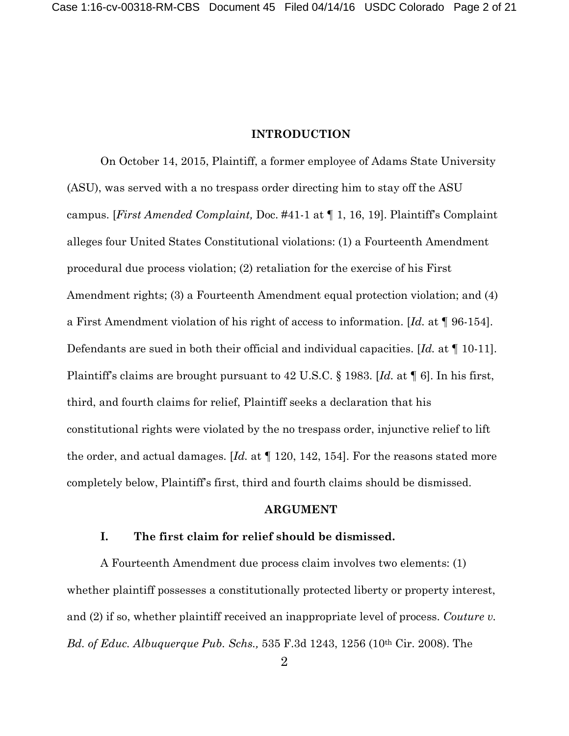## INTRODUCTION

On October 14, 2015, Plaintiff, a former employee of Adams State University (ASU), was served with a no trespass order directing him to stay off the ASU campus. [*First Amended Complaint,* Doc. #41-1 at ¶ 1, 16, 19]. Plaintiff's Complaint alleges four United States Constitutional violations: (1) a Fourteenth Amendment procedural due process violation; (2) retaliation for the exercise of his First Amendment rights; (3) a Fourteenth Amendment equal protection violation; and (4) a First Amendment violation of his right of access to information. [*Id.* at ¶ 96-154]. Defendants are sued in both their official and individual capacities. [*Id.* at ¶ 10-11]. Plaintiff's claims are brought pursuant to 42 U.S.C. § 1983. [*Id.* at ¶ 6]. In his first, third, and fourth claims for relief, Plaintiff seeks a declaration that his constitutional rights were violated by the no trespass order, injunctive relief to lift the order, and actual damages. [*Id.* at ¶ 120, 142, 154]. For the reasons stated more completely below, Plaintiff's first, third and fourth claims should be dismissed.

## ARGUMENT

### I. The first claim for relief should be dismissed.

A Fourteenth Amendment due process claim involves two elements: (1) whether plaintiff possesses a constitutionally protected liberty or property interest, and (2) if so, whether plaintiff received an inappropriate level of process. *Couture v. Bd. of Educ. Albuquerque Pub. Schs.,* 535 F.3d 1243, 1256 (10th Cir. 2008). The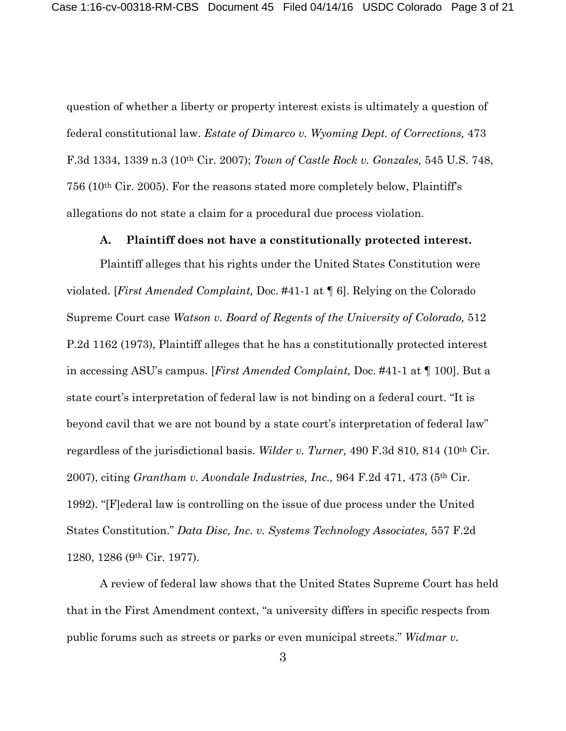question of whether a liberty or property interest exists is ultimately a question of federal constitutional law. *Estate of Dimarco v. Wyoming Dept. of Corrections,* 473 F.3d 1334, 1339 n.3 (10th Cir. 2007); *Town of Castle Rock v. Gonzales,* 545 U.S. 748, 756 (10th Cir. 2005). For the reasons stated more completely below, Plaintiff's allegations do not state a claim for a procedural due process violation.

### A. Plaintiff does not have a constitutionally protected interest.

Plaintiff alleges that his rights under the United States Constitution were violated. [*First Amended Complaint,* Doc. #41-1 at ¶ 6]. Relying on the Colorado Supreme Court case *Watson v. Board of Regents of the University of Colorado,* 512 P.2d 1162 (1973), Plaintiff alleges that he has a constitutionally protected interest in accessing ASU's campus. [*First Amended Complaint,* Doc. #41-1 at ¶ 100]. But a state court's interpretation of federal law is not binding on a federal court. "It is beyond cavil that we are not bound by a state court's interpretation of federal law" regardless of the jurisdictional basis. *Wilder v. Turner,* 490 F.3d 810, 814 (10th Cir. 2007), citing *Grantham v. Avondale Industries, Inc.,* 964 F.2d 471, 473 (5th Cir. 1992). "[F]ederal law is controlling on the issue of due process under the United States Constitution." *Data Disc, Inc. v. Systems Technology Associates,* 557 F.2d 1280, 1286 (9th Cir. 1977).

A review of federal law shows that the United States Supreme Court has held that in the First Amendment context, "a university differs in specific respects from public forums such as streets or parks or even municipal streets." *Widmar v.*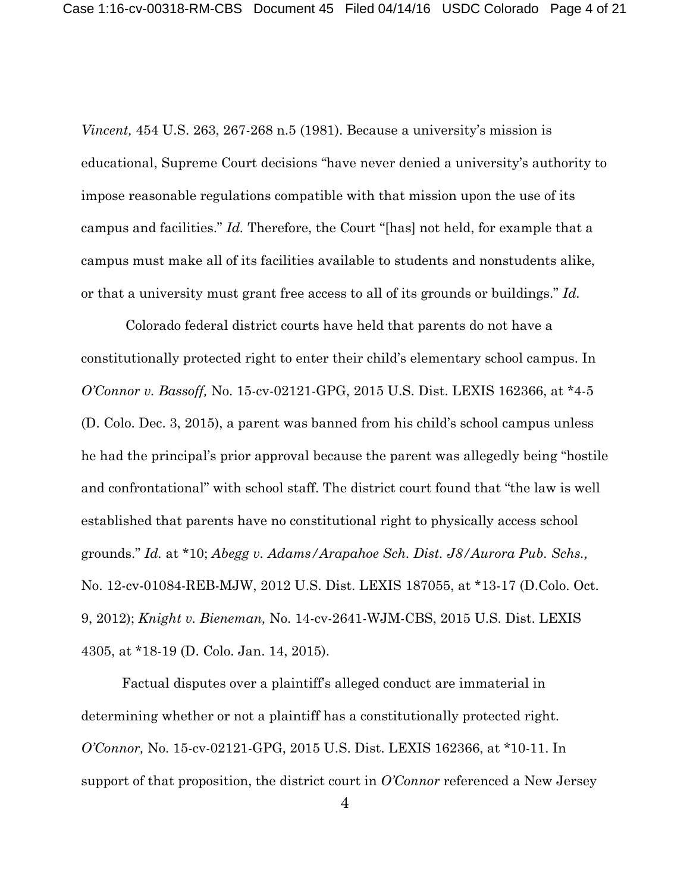*Vincent,* 454 U.S. 263, 267-268 n.5 (1981). Because a university's mission is educational, Supreme Court decisions "have never denied a university's authority to impose reasonable regulations compatible with that mission upon the use of its campus and facilities." *Id.* Therefore, the Court "[has] not held, for example that a campus must make all of its facilities available to students and nonstudents alike, or that a university must grant free access to all of its grounds or buildings." *Id.*

Colorado federal district courts have held that parents do not have a constitutionally protected right to enter their child's elementary school campus. In *O'Connor v. Bassoff,* No. 15-cv-02121-GPG, 2015 U.S. Dist. LEXIS 162366, at *4-5 (D. Colo. Dec. 3, 2015), a parent was banned from his child's school campus unless he had the principal's prior approval because the parent was allegedly being "hostile and confrontational" with school staff. The district court found that "the law is well established that parents have no constitutional right to physically access school grounds." *Id.* at *10; *Abegg v. Adams/Arapahoe Sch. Dist. J8/Aurora Pub. Schs.,* No. 12-cv-01084-REB-MJW, 2012 U.S. Dist. LEXIS 187055, at *13-17 (D.Colo. Oct. 9, 2012); *Knight v. Bieneman,* No. 14-cv-2641-WJM-CBS, 2015 U.S. Dist. LEXIS 4305, at *18-19 (D. Colo. Jan. 14, 2015).

Factual disputes over a plaintiff's alleged conduct are immaterial in determining whether or not a plaintiff has a constitutionally protected right. *O'Connor,* No. 15-cv-02121-GPG, 2015 U.S. Dist. LEXIS 162366, at *10-11. In support of that proposition, the district court in *O'Connor* referenced a New Jersey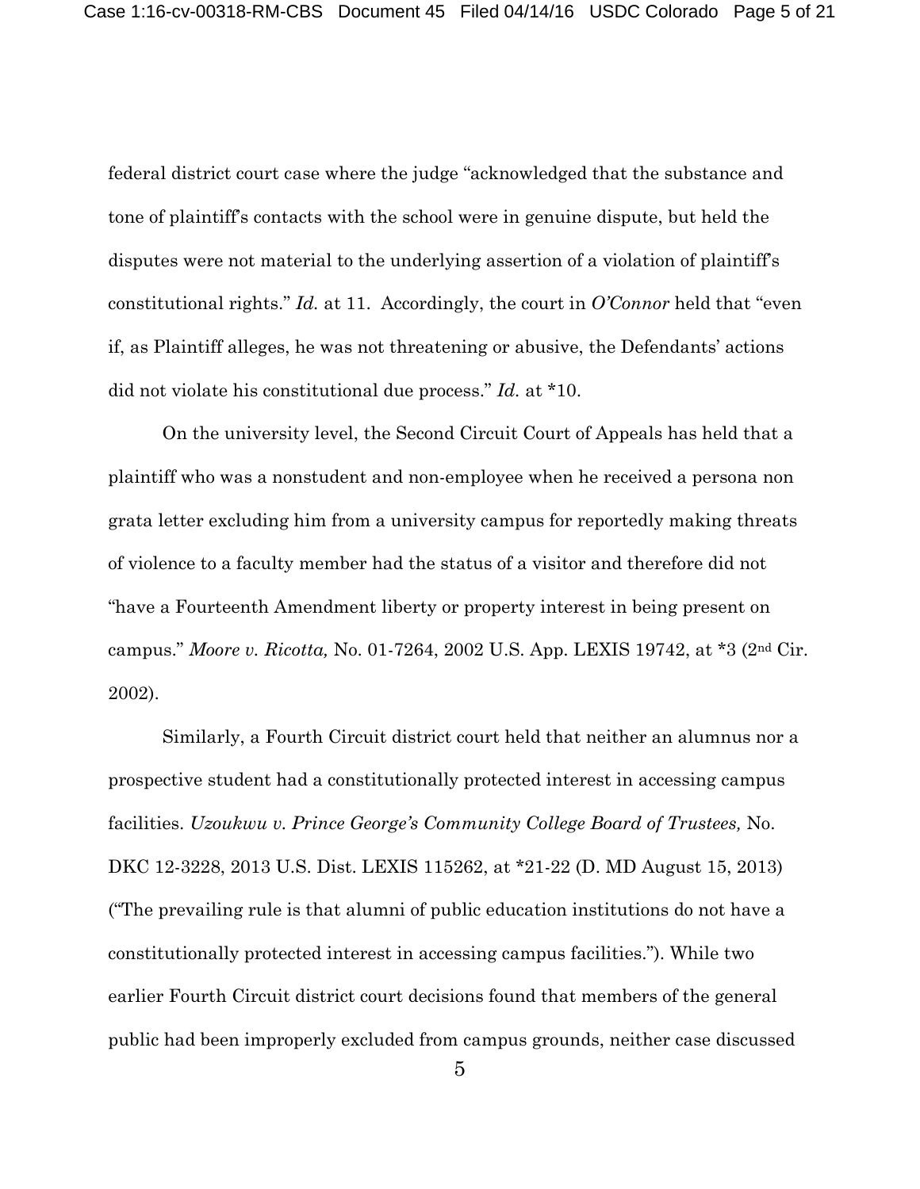federal district court case where the judge "acknowledged that the substance and tone of plaintiff's contacts with the school were in genuine dispute, but held the disputes were not material to the underlying assertion of a violation of plaintiff's constitutional rights." *Id.* at 11. Accordingly, the court in *O'Connor* held that "even if, as Plaintiff alleges, he was not threatening or abusive, the Defendants' actions did not violate his constitutional due process." *Id.* at *10.

On the university level, the Second Circuit Court of Appeals has held that a plaintiff who was a nonstudent and non-employee when he received a persona non grata letter excluding him from a university campus for reportedly making threats of violence to a faculty member had the status of a visitor and therefore did not "have a Fourteenth Amendment liberty or property interest in being present on campus." *Moore v. Ricotta,* No. 01-7264, 2002 U.S. App. LEXIS 19742, at *3 (2nd Cir. 2002).

Similarly, a Fourth Circuit district court held that neither an alumnus nor a prospective student had a constitutionally protected interest in accessing campus facilities. *Uzoukwu v. Prince George's Community College Board of Trustees,* No. DKC 12-3228, 2013 U.S. Dist. LEXIS 115262, at *21-22 (D. MD August 15, 2013) ("The prevailing rule is that alumni of public education institutions do not have a constitutionally protected interest in accessing campus facilities."). While two earlier Fourth Circuit district court decisions found that members of the general public had been improperly excluded from campus grounds, neither case discussed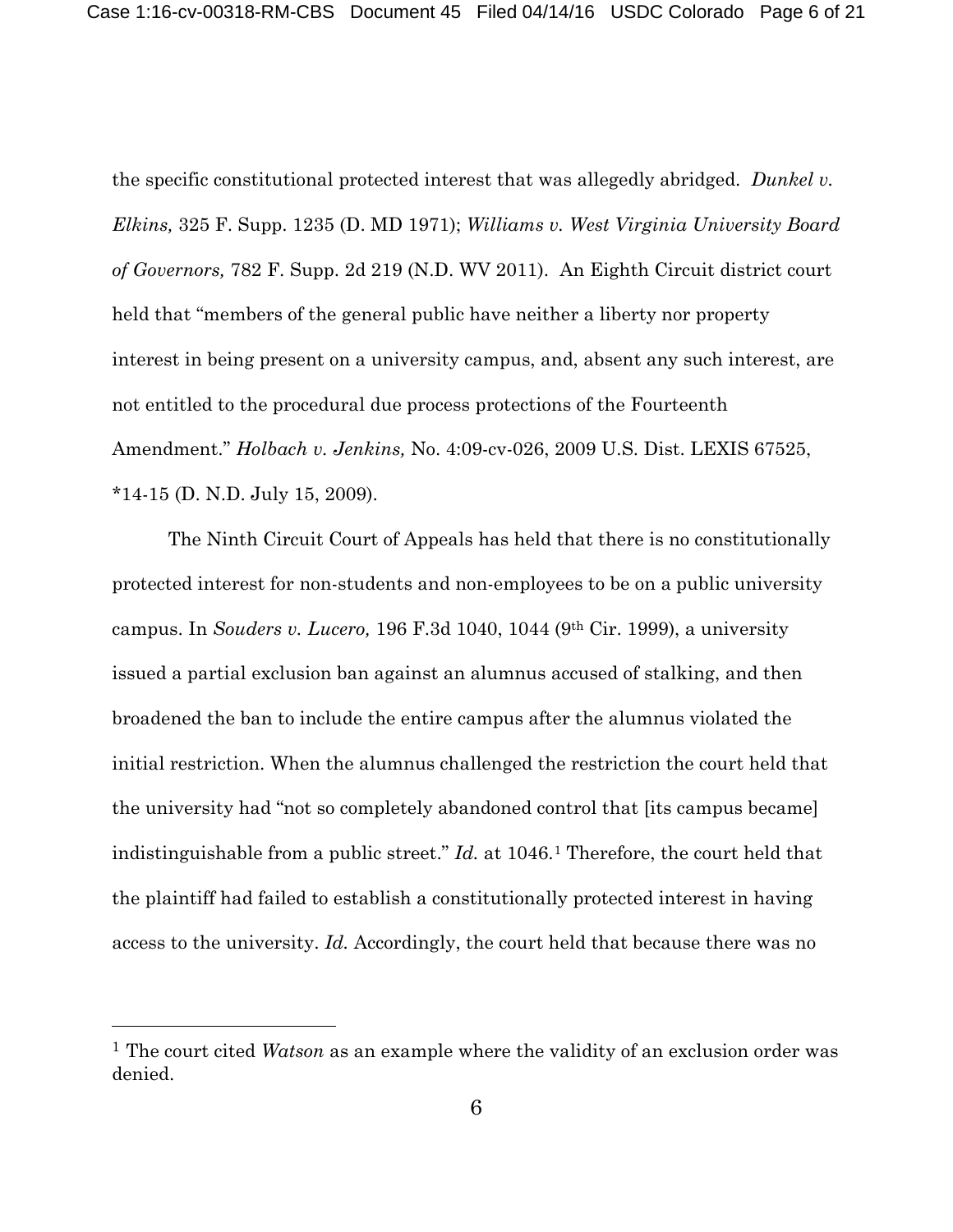the specific constitutional protected interest that was allegedly abridged. *Dunkel v. Elkins,* 325 F. Supp. 1235 (D. MD 1971); *Williams v. West Virginia University Board of Governors,* 782 F. Supp. 2d 219 (N.D. WV 2011). An Eighth Circuit district court held that "members of the general public have neither a liberty nor property interest in being present on a university campus, and, absent any such interest, are not entitled to the procedural due process protections of the Fourteenth Amendment." *Holbach v. Jenkins,* No. 4:09-cv-026, 2009 U.S. Dist. LEXIS 67525, *14-15 (D. N.D. July 15, 2009).

The Ninth Circuit Court of Appeals has held that there is no constitutionally protected interest for non-students and non-employees to be on a public university campus. In *Souders v. Lucero,* 196 F.3d 1040, 1044 (9th Cir. 1999), a university issued a partial exclusion ban against an alumnus accused of stalking, and then broadened the ban to include the entire campus after the alumnus violated the initial restriction. When the alumnus challenged the restriction the court held that the university had "not so completely abandoned control that [its campus became] indistinguishable from a public street." *Id.* at 1046.[1] Therefore, the court held that the plaintiff had failed to establish a constitutionally protected interest in having access to the university. *Id.* Accordingly, the court held that because there was no

[1] The court cited *Watson* as an example where the validity of an exclusion order was denied.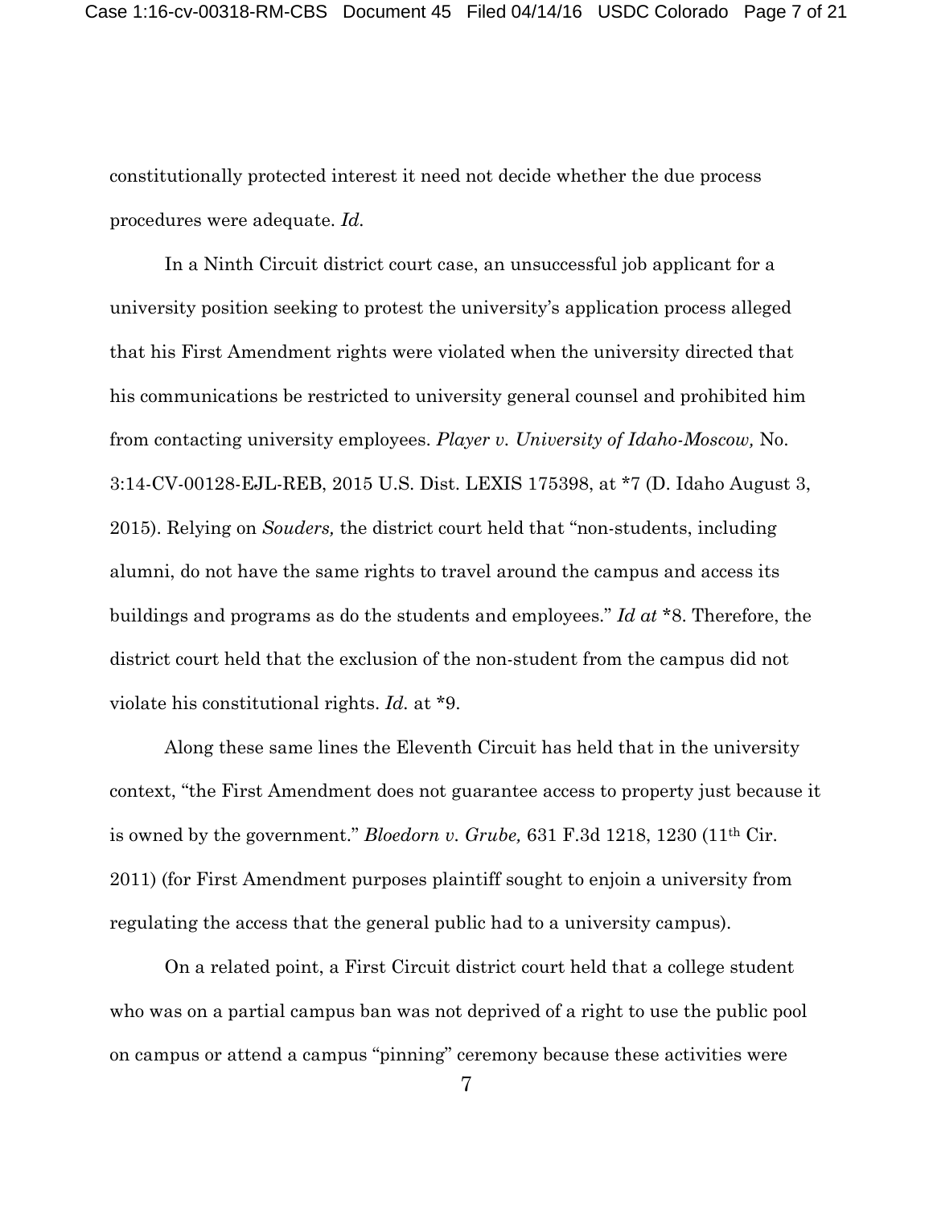constitutionally protected interest it need not decide whether the due process procedures were adequate. *Id.*

In a Ninth Circuit district court case, an unsuccessful job applicant for a university position seeking to protest the university's application process alleged that his First Amendment rights were violated when the university directed that his communications be restricted to university general counsel and prohibited him from contacting university employees. *Player v. University of Idaho-Moscow,* No. 3:14-CV-00128-EJL-REB, 2015 U.S. Dist. LEXIS 175398, at *7 (D. Idaho August 3, 2015). Relying on *Souders,* the district court held that "non-students, including alumni, do not have the same rights to travel around the campus and access its buildings and programs as do the students and employees." *Id at* *8. Therefore, the district court held that the exclusion of the non-student from the campus did not violate his constitutional rights. *Id.* at *9.

Along these same lines the Eleventh Circuit has held that in the university context, "the First Amendment does not guarantee access to property just because it is owned by the government." *Bloedorn v. Grube,* 631 F.3d 1218, 1230 (11th Cir. 2011) (for First Amendment purposes plaintiff sought to enjoin a university from regulating the access that the general public had to a university campus).

On a related point, a First Circuit district court held that a college student who was on a partial campus ban was not deprived of a right to use the public pool on campus or attend a campus "pinning" ceremony because these activities were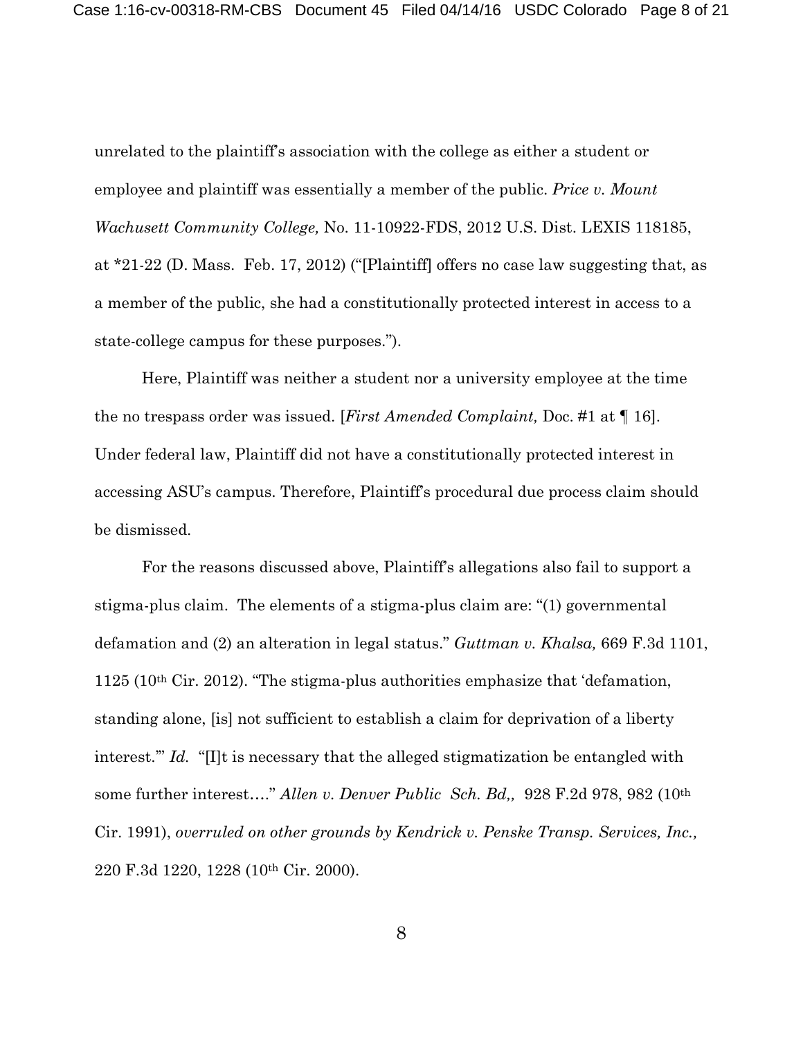unrelated to the plaintiff's association with the college as either a student or employee and plaintiff was essentially a member of the public. *Price v. Mount Wachusett Community College,* No. 11-10922-FDS, 2012 U.S. Dist. LEXIS 118185, at *21-22 (D. Mass. Feb. 17, 2012) ("[Plaintiff] offers no case law suggesting that, as a member of the public, she had a constitutionally protected interest in access to a state-college campus for these purposes.").

Here, Plaintiff was neither a student nor a university employee at the time the no trespass order was issued. [*First Amended Complaint,* Doc. #1 at ¶ 16]. Under federal law, Plaintiff did not have a constitutionally protected interest in accessing ASU's campus. Therefore, Plaintiff's procedural due process claim should be dismissed.

For the reasons discussed above, Plaintiff's allegations also fail to support a stigma-plus claim. The elements of a stigma-plus claim are: "(1) governmental defamation and (2) an alteration in legal status." *Guttman v. Khalsa,* 669 F.3d 1101, 1125 (10th Cir. 2012). "The stigma-plus authorities emphasize that 'defamation, standing alone, [is] not sufficient to establish a claim for deprivation of a liberty interest.'" *Id.* "[I]t is necessary that the alleged stigmatization be entangled with some further interest…." *Allen v. Denver Public Sch. Bd,,* 928 F.2d 978, 982 (10th Cir. 1991), *overruled on other grounds by Kendrick v. Penske Transp. Services, Inc.,* 220 F.3d 1220, 1228 (10th Cir. 2000).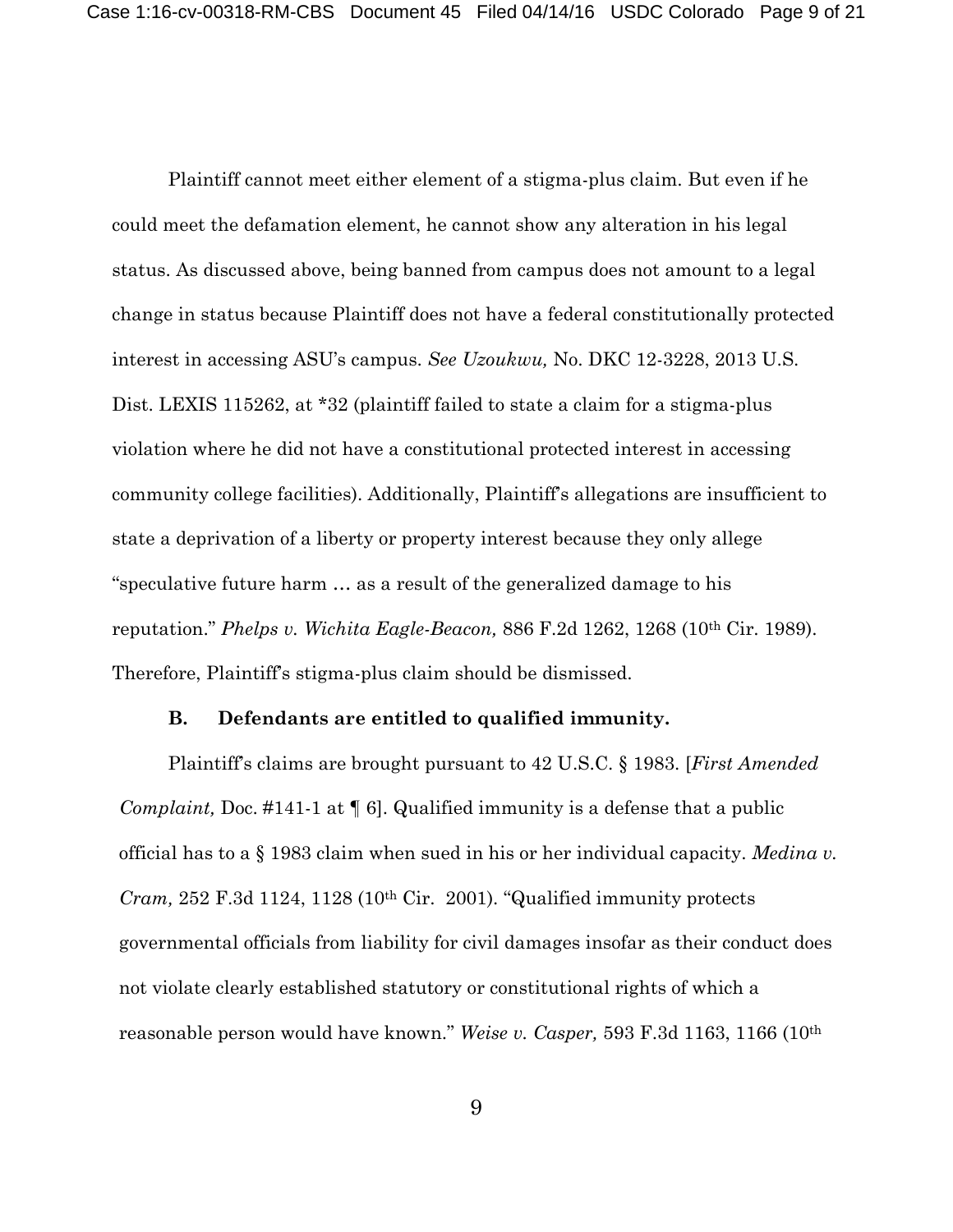Plaintiff cannot meet either element of a stigma-plus claim. But even if he could meet the defamation element, he cannot show any alteration in his legal status. As discussed above, being banned from campus does not amount to a legal change in status because Plaintiff does not have a federal constitutionally protected interest in accessing ASU's campus. *See Uzoukwu,* No. DKC 12-3228, 2013 U.S. Dist. LEXIS 115262, at *32 (plaintiff failed to state a claim for a stigma-plus violation where he did not have a constitutional protected interest in accessing community college facilities). Additionally, Plaintiff's allegations are insufficient to state a deprivation of a liberty or property interest because they only allege "speculative future harm … as a result of the generalized damage to his reputation." *Phelps v. Wichita Eagle-Beacon,* 886 F.2d 1262, 1268 (10th Cir. 1989). Therefore, Plaintiff's stigma-plus claim should be dismissed.

### B. Defendants are entitled to qualified immunity.

Plaintiff's claims are brought pursuant to 42 U.S.C. § 1983. [*First Amended Complaint,* Doc. #141-1 at ¶ 6]. Qualified immunity is a defense that a public official has to a § 1983 claim when sued in his or her individual capacity. *Medina v. Cram,* 252 F.3d 1124, 1128 (10th Cir. 2001). "Qualified immunity protects governmental officials from liability for civil damages insofar as their conduct does not violate clearly established statutory or constitutional rights of which a reasonable person would have known." *Weise v. Casper,* 593 F.3d 1163, 1166 (10th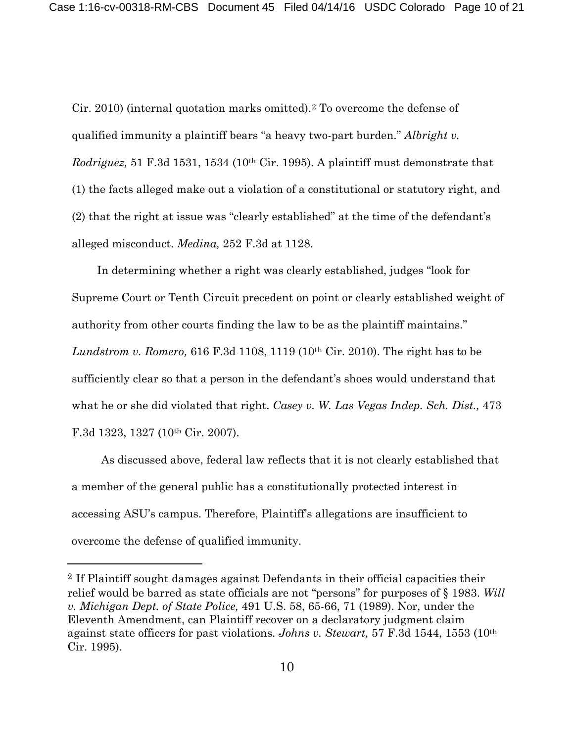Cir. 2010) (internal quotation marks omitted).[2] To overcome the defense of qualified immunity a plaintiff bears "a heavy two-part burden." *Albright v. Rodriguez,* 51 F.3d 1531, 1534 (10th Cir. 1995). A plaintiff must demonstrate that (1) the facts alleged make out a violation of a constitutional or statutory right, and (2) that the right at issue was "clearly established" at the time of the defendant's alleged misconduct. *Medina,* 252 F.3d at 1128.

In determining whether a right was clearly established, judges "look for Supreme Court or Tenth Circuit precedent on point or clearly established weight of authority from other courts finding the law to be as the plaintiff maintains." *Lundstrom v. Romero,* 616 F.3d 1108, 1119 (10th Cir. 2010). The right has to be sufficiently clear so that a person in the defendant's shoes would understand that what he or she did violated that right. *Casey v. W. Las Vegas Indep. Sch. Dist.,* 473 F.3d 1323, 1327 (10th Cir. 2007).

As discussed above, federal law reflects that it is not clearly established that a member of the general public has a constitutionally protected interest in accessing ASU's campus. Therefore, Plaintiff's allegations are insufficient to overcome the defense of qualified immunity.

---

[2] If Plaintiff sought damages against Defendants in their official capacities their relief would be barred as state officials are not "persons" for purposes of § 1983. *Will v. Michigan Dept. of State Police,* 491 U.S. 58, 65-66, 71 (1989). Nor, under the Eleventh Amendment, can Plaintiff recover on a declaratory judgment claim against state officers for past violations. *Johns v. Stewart,* 57 F.3d 1544, 1553 (10th Cir. 1995).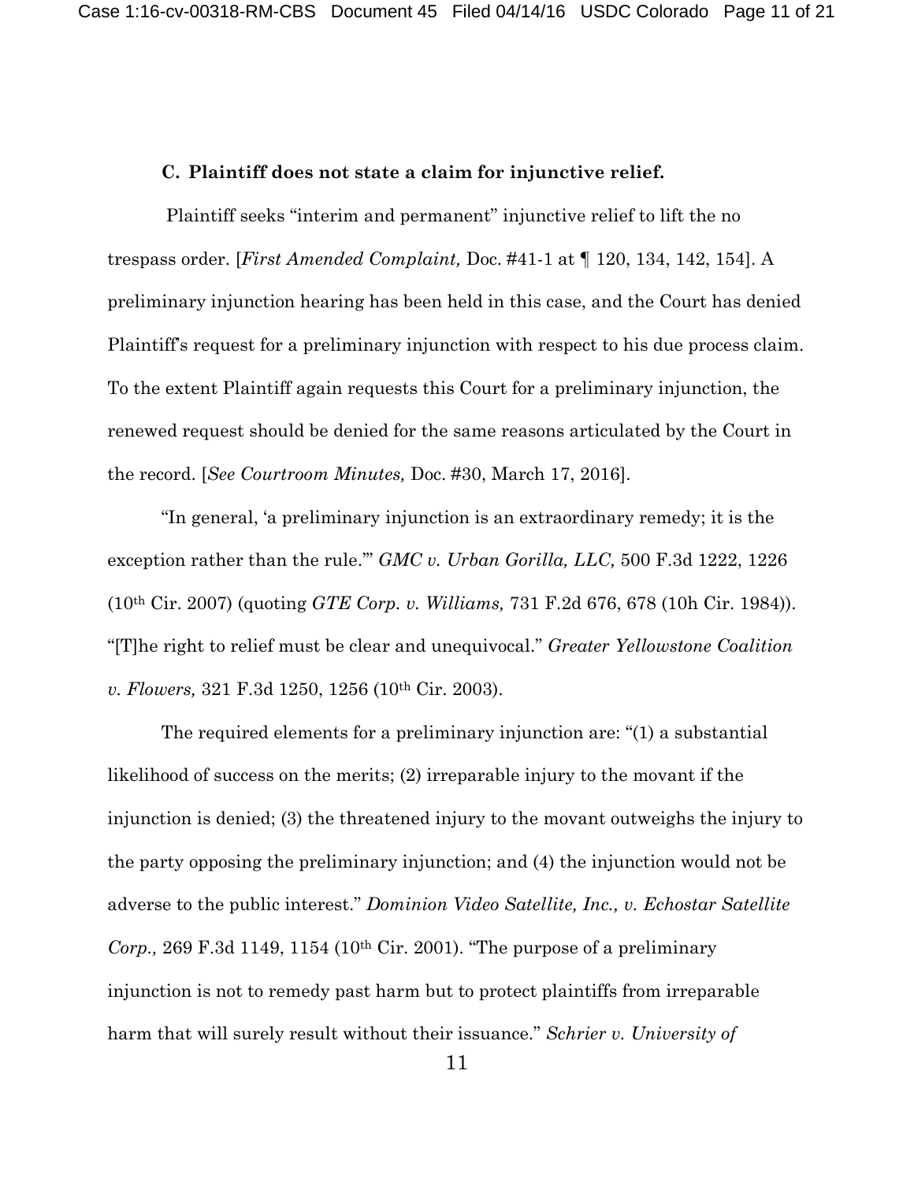### C. Plaintiff does not state a claim for injunctive relief.

Plaintiff seeks "interim and permanent" injunctive relief to lift the no trespass order. [*First Amended Complaint,* Doc. #41-1 at ¶ 120, 134, 142, 154]. A preliminary injunction hearing has been held in this case, and the Court has denied Plaintiff's request for a preliminary injunction with respect to his due process claim. To the extent Plaintiff again requests this Court for a preliminary injunction, the renewed request should be denied for the same reasons articulated by the Court in the record. [*See Courtroom Minutes,* Doc. #30, March 17, 2016].

"In general, 'a preliminary injunction is an extraordinary remedy; it is the exception rather than the rule.'" *GMC v. Urban Gorilla, LLC,* 500 F.3d 1222, 1226 (10th Cir. 2007) (quoting *GTE Corp. v. Williams,* 731 F.2d 676, 678 (10h Cir. 1984)). "[T]he right to relief must be clear and unequivocal." *Greater Yellowstone Coalition v. Flowers,* 321 F.3d 1250, 1256 (10th Cir. 2003).

The required elements for a preliminary injunction are: "(1) a substantial likelihood of success on the merits; (2) irreparable injury to the movant if the injunction is denied; (3) the threatened injury to the movant outweighs the injury to the party opposing the preliminary injunction; and (4) the injunction would not be adverse to the public interest." *Dominion Video Satellite, Inc., v. Echostar Satellite Corp.,* 269 F.3d 1149, 1154 (10th Cir. 2001). "The purpose of a preliminary injunction is not to remedy past harm but to protect plaintiffs from irreparable harm that will surely result without their issuance." *Schrier v. University of*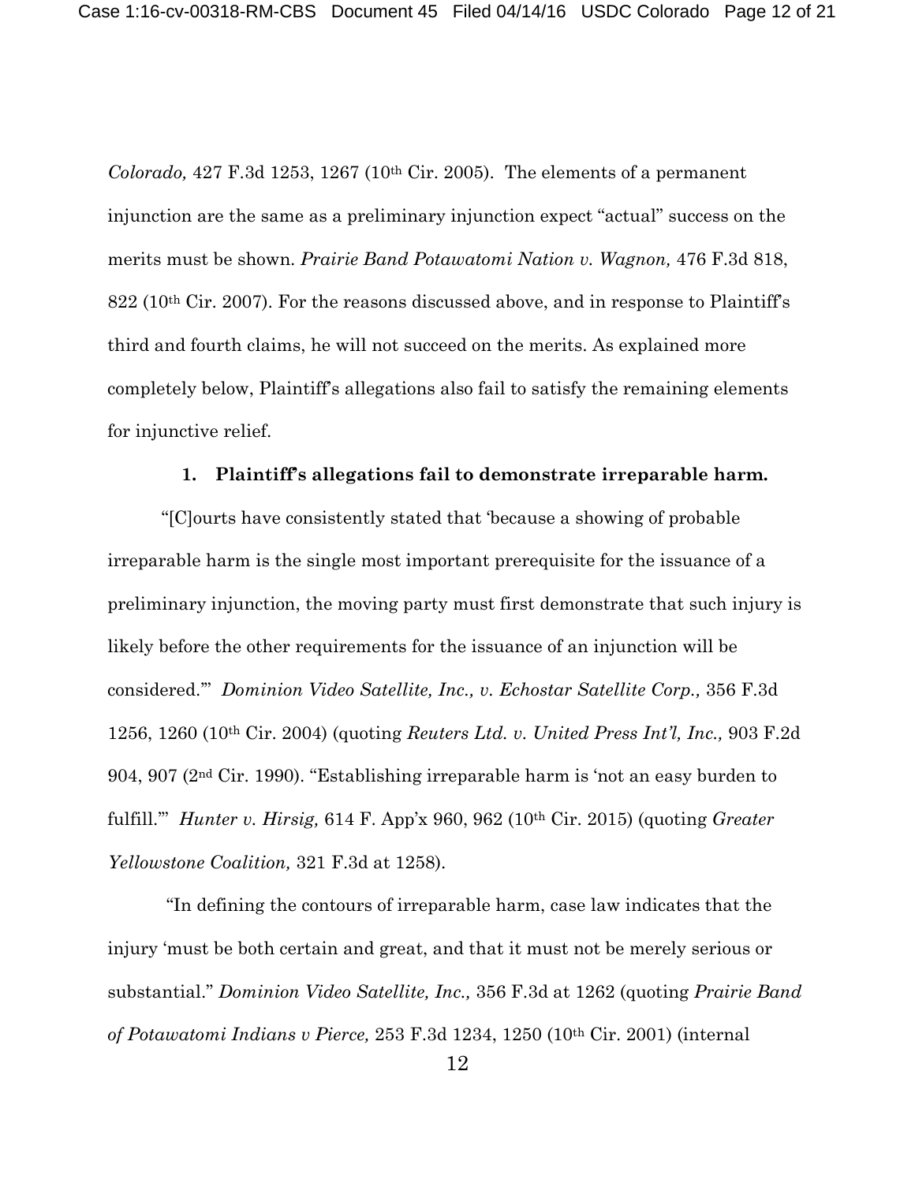*Colorado,* 427 F.3d 1253, 1267 (10th Cir. 2005). The elements of a permanent injunction are the same as a preliminary injunction expect "actual" success on the merits must be shown. *Prairie Band Potawatomi Nation v. Wagnon,* 476 F.3d 818, 822 (10th Cir. 2007). For the reasons discussed above, and in response to Plaintiff's third and fourth claims, he will not succeed on the merits. As explained more completely below, Plaintiff's allegations also fail to satisfy the remaining elements for injunctive relief.

**1. Plaintiff's allegations fail to demonstrate irreparable harm.**

"[C]ourts have consistently stated that 'because a showing of probable irreparable harm is the single most important prerequisite for the issuance of a preliminary injunction, the moving party must first demonstrate that such injury is likely before the other requirements for the issuance of an injunction will be considered.'" *Dominion Video Satellite, Inc., v. Echostar Satellite Corp.,* 356 F.3d 1256, 1260 (10th Cir. 2004) (quoting *Reuters Ltd. v. United Press Int'l, Inc.,* 903 F.2d 904, 907 (2nd Cir. 1990). "Establishing irreparable harm is 'not an easy burden to fulfill.'" *Hunter v. Hirsig,* 614 F. App'x 960, 962 (10th Cir. 2015) (quoting *Greater Yellowstone Coalition,* 321 F.3d at 1258).

"In defining the contours of irreparable harm, case law indicates that the injury 'must be both certain and great, and that it must not be merely serious or substantial." *Dominion Video Satellite, Inc.,* 356 F.3d at 1262 (quoting *Prairie Band of Potawatomi Indians v Pierce,* 253 F.3d 1234, 1250 (10th Cir. 2001) (internal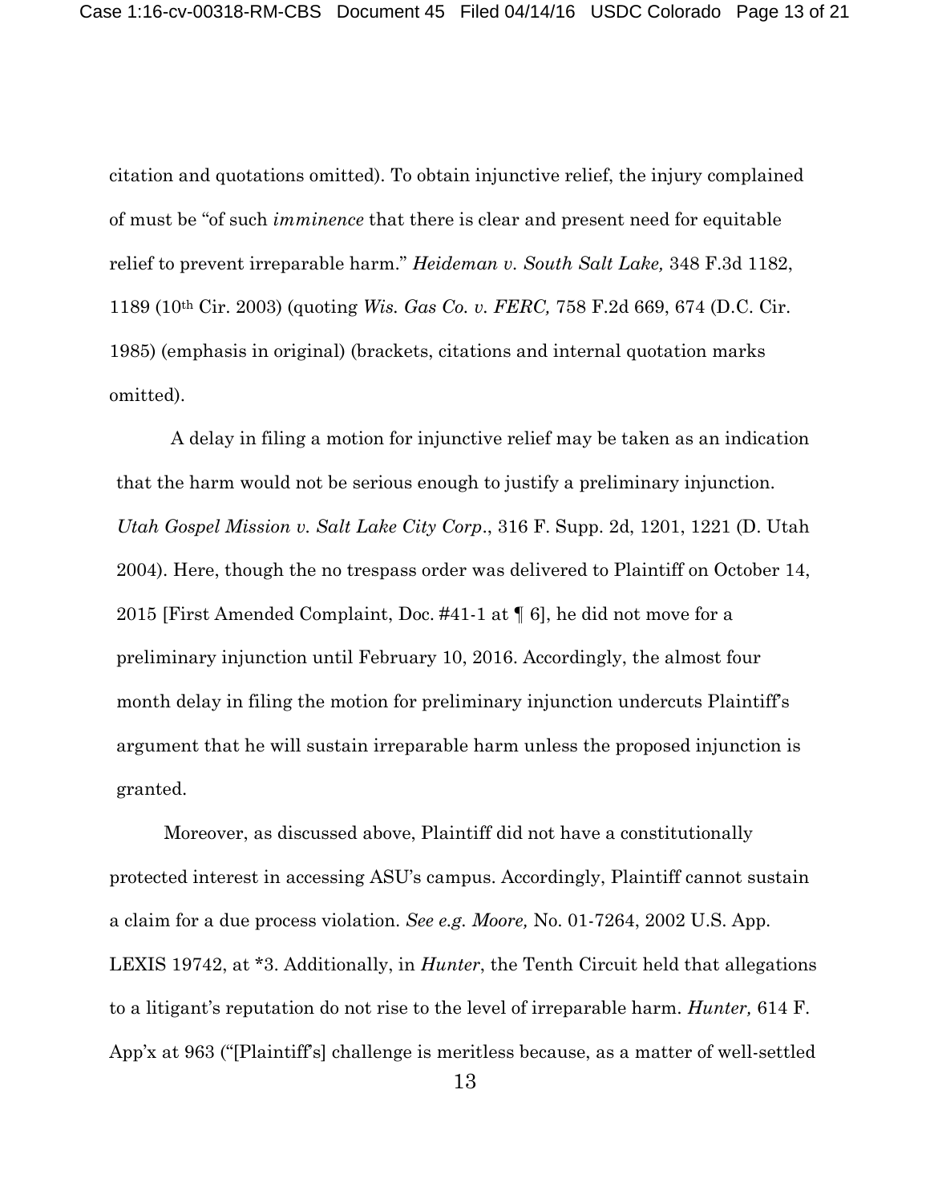citation and quotations omitted). To obtain injunctive relief, the injury complained of must be "of such *imminence* that there is clear and present need for equitable relief to prevent irreparable harm." *Heideman v. South Salt Lake,* 348 F.3d 1182, 1189 (10th Cir. 2003) (quoting *Wis. Gas Co. v. FERC,* 758 F.2d 669, 674 (D.C. Cir. 1985) (emphasis in original) (brackets, citations and internal quotation marks omitted).

A delay in filing a motion for injunctive relief may be taken as an indication that the harm would not be serious enough to justify a preliminary injunction. *Utah Gospel Mission v. Salt Lake City Corp*., 316 F. Supp. 2d, 1201, 1221 (D. Utah 2004). Here, though the no trespass order was delivered to Plaintiff on October 14, 2015 [First Amended Complaint, Doc. #41-1 at ¶ 6], he did not move for a preliminary injunction until February 10, 2016. Accordingly, the almost four month delay in filing the motion for preliminary injunction undercuts Plaintiff's argument that he will sustain irreparable harm unless the proposed injunction is granted.

Moreover, as discussed above, Plaintiff did not have a constitutionally protected interest in accessing ASU's campus. Accordingly, Plaintiff cannot sustain a claim for a due process violation. *See e.g. Moore,* No. 01-7264, 2002 U.S. App. LEXIS 19742, at *3. Additionally, in *Hunter*, the Tenth Circuit held that allegations to a litigant's reputation do not rise to the level of irreparable harm. *Hunter,* 614 F. App'x at 963 ("[Plaintiff's] challenge is meritless because, as a matter of well-settled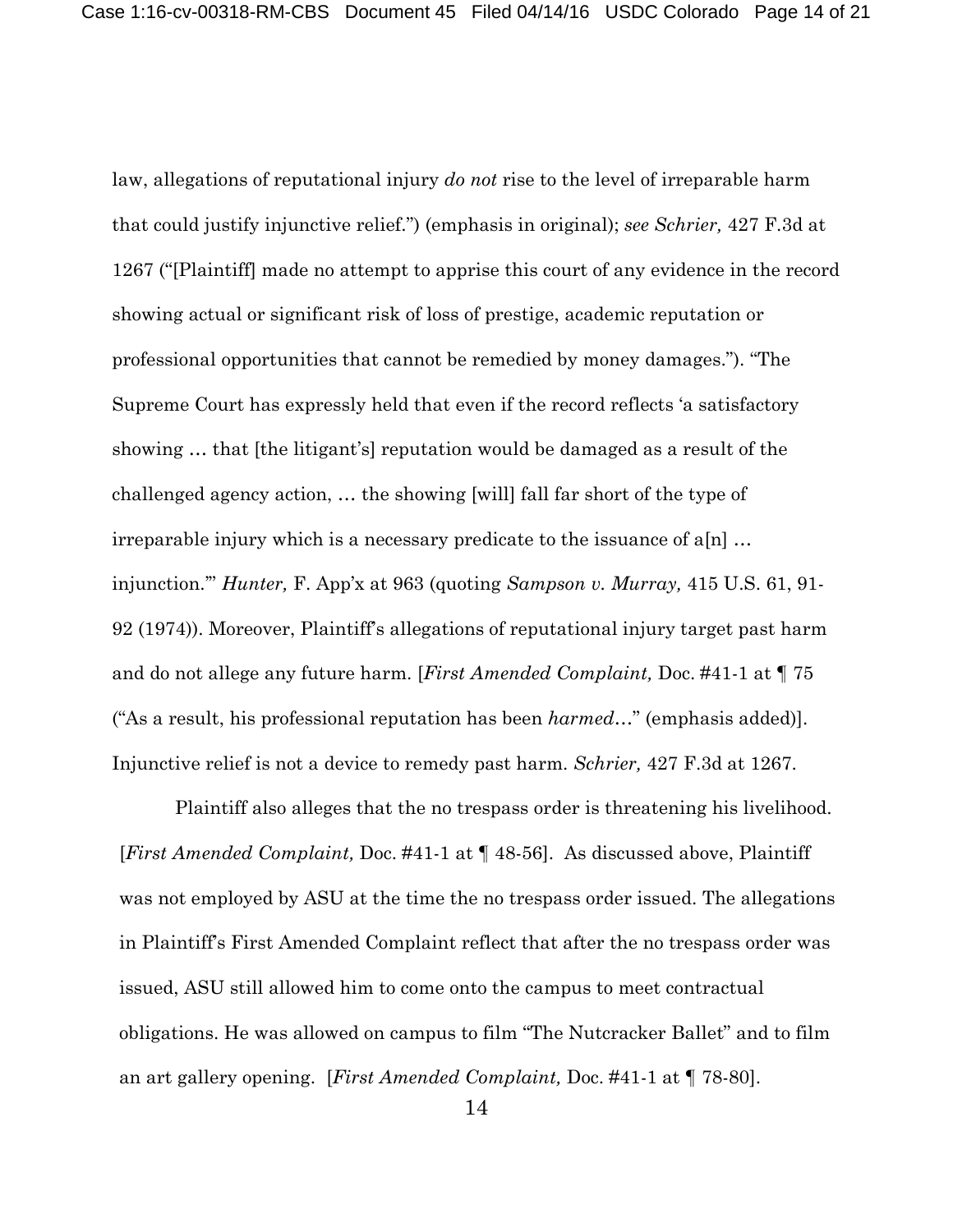law, allegations of reputational injury *do not* rise to the level of irreparable harm that could justify injunctive relief.") (emphasis in original); *see Schrier,* 427 F.3d at 1267 ("[Plaintiff] made no attempt to apprise this court of any evidence in the record showing actual or significant risk of loss of prestige, academic reputation or professional opportunities that cannot be remedied by money damages."). "The Supreme Court has expressly held that even if the record reflects 'a satisfactory showing … that [the litigant's] reputation would be damaged as a result of the challenged agency action, … the showing [will] fall far short of the type of irreparable injury which is a necessary predicate to the issuance of a[n] … injunction.'" *Hunter,* F. App'x at 963 (quoting *Sampson v. Murray,* 415 U.S. 61, 91-92 (1974)). Moreover, Plaintiff's allegations of reputational injury target past harm and do not allege any future harm. [*First Amended Complaint,* Doc. #41-1 at ¶ 75 ("As a result, his professional reputation has been *harmed*…" (emphasis added)]. Injunctive relief is not a device to remedy past harm. *Schrier,* 427 F.3d at 1267.

Plaintiff also alleges that the no trespass order is threatening his livelihood. [*First Amended Complaint,* Doc. #41-1 at ¶ 48-56]. As discussed above, Plaintiff was not employed by ASU at the time the no trespass order issued. The allegations in Plaintiff's First Amended Complaint reflect that after the no trespass order was issued, ASU still allowed him to come onto the campus to meet contractual obligations. He was allowed on campus to film "The Nutcracker Ballet" and to film an art gallery opening. [*First Amended Complaint,* Doc. #41-1 at ¶ 78-80].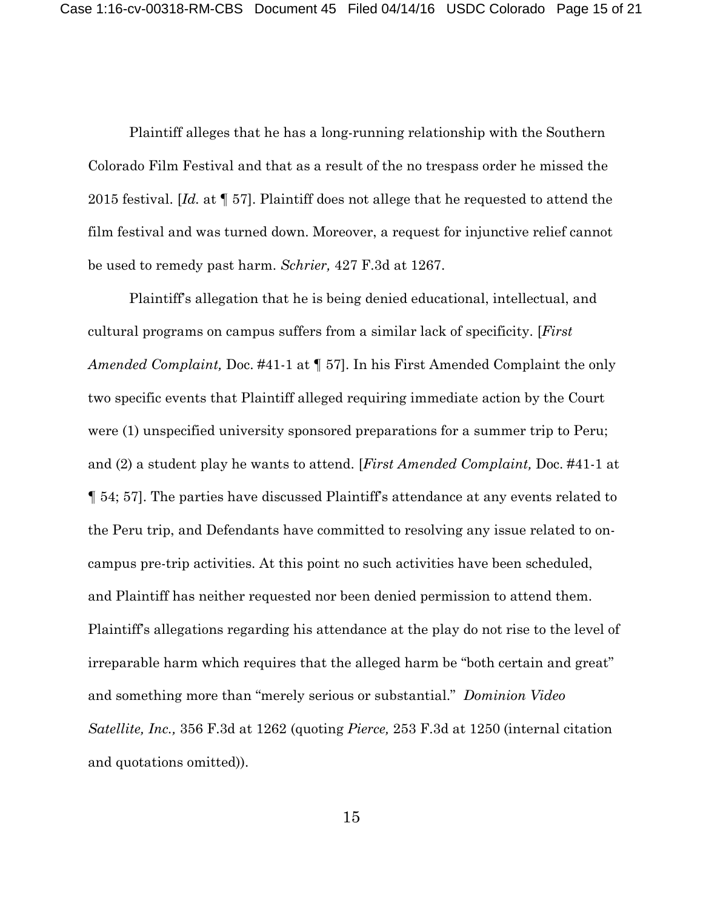Plaintiff alleges that he has a long-running relationship with the Southern Colorado Film Festival and that as a result of the no trespass order he missed the 2015 festival. [*Id.* at ¶ 57]. Plaintiff does not allege that he requested to attend the film festival and was turned down. Moreover, a request for injunctive relief cannot be used to remedy past harm. *Schrier,* 427 F.3d at 1267.

Plaintiff's allegation that he is being denied educational, intellectual, and cultural programs on campus suffers from a similar lack of specificity. [*First Amended Complaint,* Doc. #41-1 at ¶ 57]. In his First Amended Complaint the only two specific events that Plaintiff alleged requiring immediate action by the Court were (1) unspecified university sponsored preparations for a summer trip to Peru; and (2) a student play he wants to attend. [*First Amended Complaint,* Doc. #41-1 at ¶ 54; 57]. The parties have discussed Plaintiff's attendance at any events related to the Peru trip, and Defendants have committed to resolving any issue related to on-campus pre-trip activities. At this point no such activities have been scheduled, and Plaintiff has neither requested nor been denied permission to attend them. Plaintiff's allegations regarding his attendance at the play do not rise to the level of irreparable harm which requires that the alleged harm be "both certain and great" and something more than "merely serious or substantial." *Dominion Video Satellite, Inc.,* 356 F.3d at 1262 (quoting *Pierce,* 253 F.3d at 1250 (internal citation and quotations omitted)).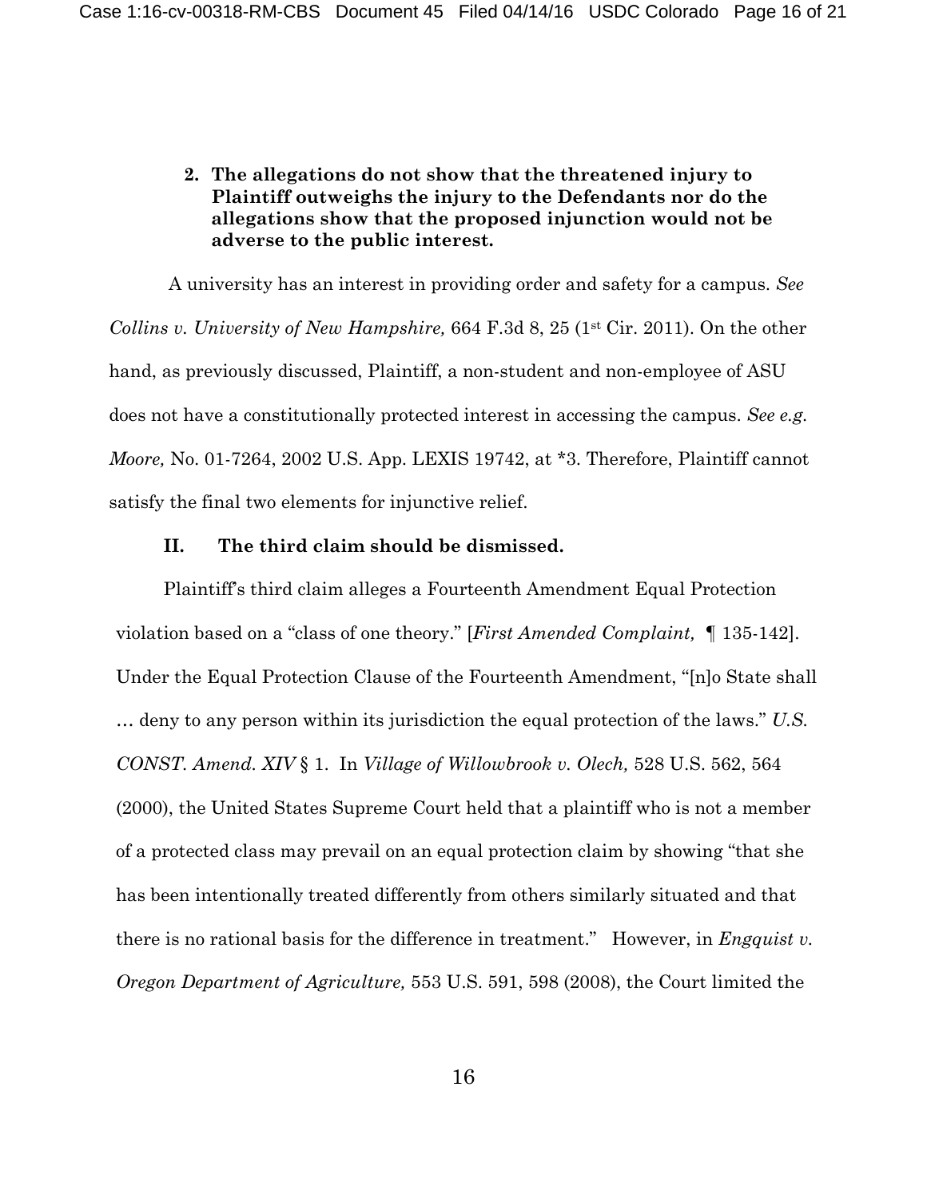**2. The allegations do not show that the threatened injury to Plaintiff outweighs the injury to the Defendants nor do the allegations show that the proposed injunction would not be adverse to the public interest.**

A university has an interest in providing order and safety for a campus. *See Collins v. University of New Hampshire,* 664 F.3d 8, 25 (1st Cir. 2011). On the other hand, as previously discussed, Plaintiff, a non-student and non-employee of ASU does not have a constitutionally protected interest in accessing the campus. *See e.g. Moore,* No. 01-7264, 2002 U.S. App. LEXIS 19742, at *3. Therefore, Plaintiff cannot satisfy the final two elements for injunctive relief.

## II. The third claim should be dismissed.

Plaintiff's third claim alleges a Fourteenth Amendment Equal Protection violation based on a "class of one theory." [*First Amended Complaint,* ¶ 135-142]. Under the Equal Protection Clause of the Fourteenth Amendment, "[n]o State shall … deny to any person within its jurisdiction the equal protection of the laws." *U.S. CONST. Amend. XIV* § 1. In *Village of Willowbrook v. Olech,* 528 U.S. 562, 564 (2000), the United States Supreme Court held that a plaintiff who is not a member of a protected class may prevail on an equal protection claim by showing "that she has been intentionally treated differently from others similarly situated and that there is no rational basis for the difference in treatment." However, in *Engquist v. Oregon Department of Agriculture,* 553 U.S. 591, 598 (2008), the Court limited the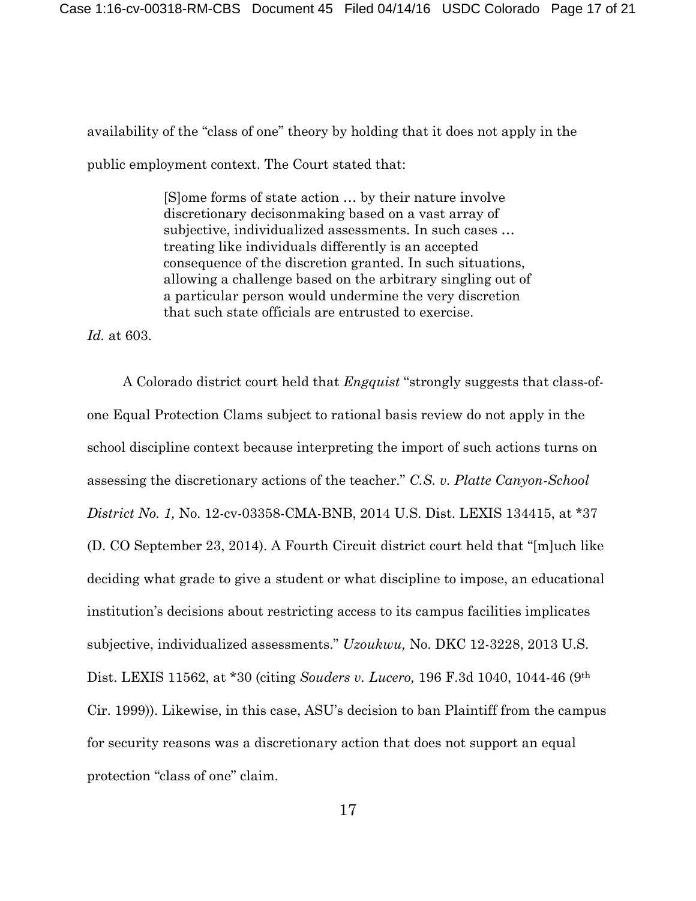availability of the "class of one" theory by holding that it does not apply in the public employment context. The Court stated that:

> [S]ome forms of state action … by their nature involve discretionary decisonmaking based on a vast array of subjective, individualized assessments. In such cases … treating like individuals differently is an accepted consequence of the discretion granted. In such situations, allowing a challenge based on the arbitrary singling out of a particular person would undermine the very discretion that such state officials are entrusted to exercise.

*Id.* at 603.

A Colorado district court held that *Engquist* "strongly suggests that class-of-one Equal Protection Clams subject to rational basis review do not apply in the school discipline context because interpreting the import of such actions turns on assessing the discretionary actions of the teacher." *C.S. v. Platte Canyon-School District No. 1,* No. 12-cv-03358-CMA-BNB, 2014 U.S. Dist. LEXIS 134415, at *37 (D. CO September 23, 2014). A Fourth Circuit district court held that "[m]uch like deciding what grade to give a student or what discipline to impose, an educational institution's decisions about restricting access to its campus facilities implicates subjective, individualized assessments." *Uzoukwu,* No. DKC 12-3228, 2013 U.S. Dist. LEXIS 11562, at *30 (citing *Souders v. Lucero,* 196 F.3d 1040, 1044-46 (9th Cir. 1999)). Likewise, in this case, ASU's decision to ban Plaintiff from the campus for security reasons was a discretionary action that does not support an equal protection "class of one" claim.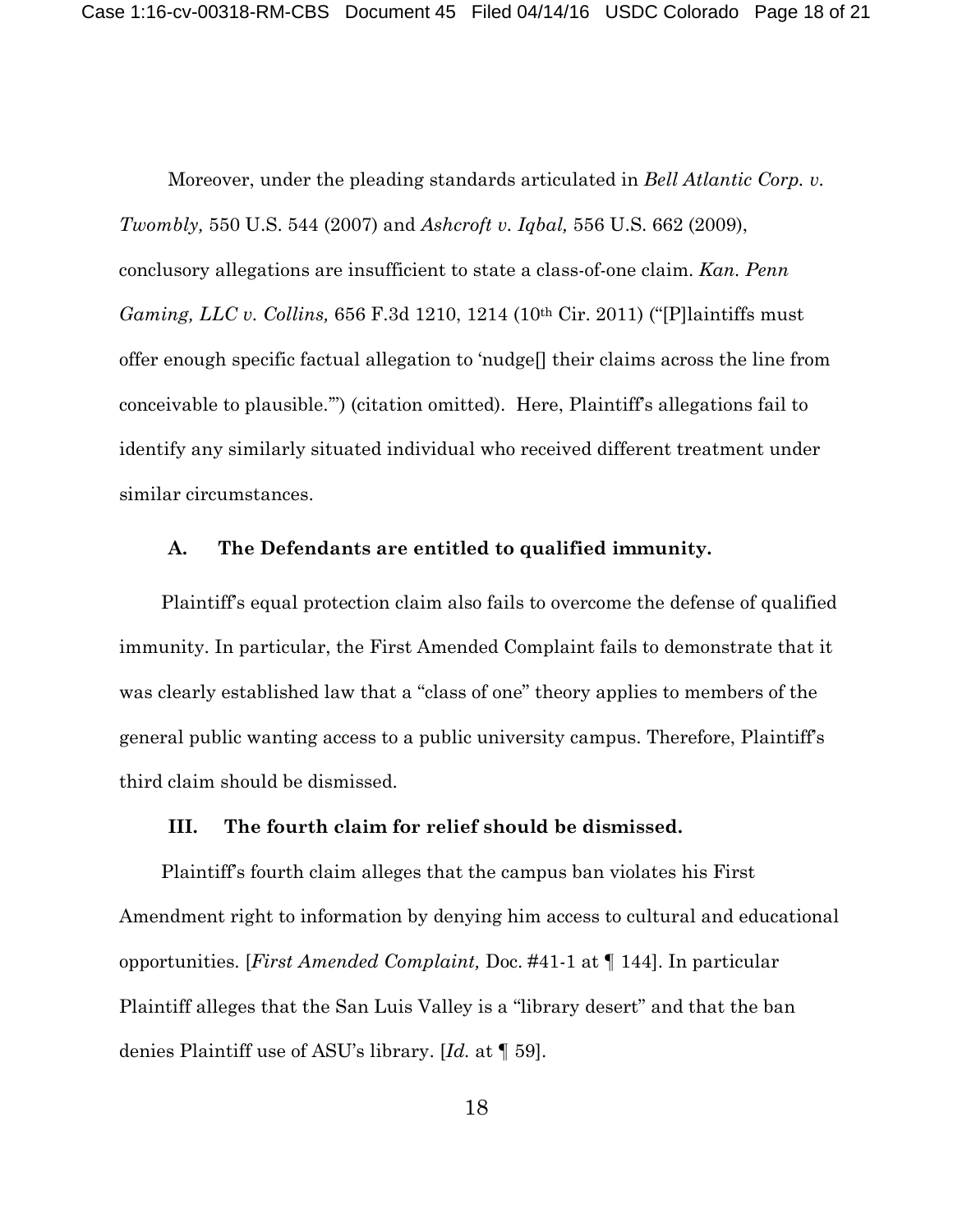Moreover, under the pleading standards articulated in *Bell Atlantic Corp. v. Twombly,* 550 U.S. 544 (2007) and *Ashcroft v. Iqbal,* 556 U.S. 662 (2009), conclusory allegations are insufficient to state a class-of-one claim. *Kan. Penn Gaming, LLC v. Collins,* 656 F.3d 1210, 1214 (10th Cir. 2011) ("[P]laintiffs must offer enough specific factual allegation to 'nudge[] their claims across the line from conceivable to plausible.'") (citation omitted). Here, Plaintiff's allegations fail to identify any similarly situated individual who received different treatment under similar circumstances.

### A. The Defendants are entitled to qualified immunity.

Plaintiff's equal protection claim also fails to overcome the defense of qualified immunity. In particular, the First Amended Complaint fails to demonstrate that it was clearly established law that a "class of one" theory applies to members of the general public wanting access to a public university campus. Therefore, Plaintiff's third claim should be dismissed.

## III. The fourth claim for relief should be dismissed.

Plaintiff's fourth claim alleges that the campus ban violates his First Amendment right to information by denying him access to cultural and educational opportunities. [*First Amended Complaint,* Doc. #41-1 at ¶ 144]. In particular Plaintiff alleges that the San Luis Valley is a "library desert" and that the ban denies Plaintiff use of ASU's library. [*Id.* at ¶ 59].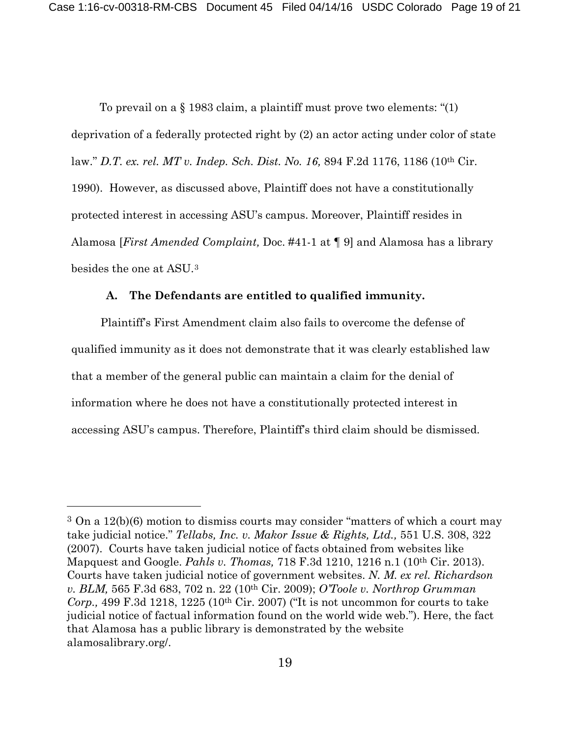To prevail on a § 1983 claim, a plaintiff must prove two elements: "(1) deprivation of a federally protected right by (2) an actor acting under color of state law." *D.T. ex. rel. MT v. Indep. Sch. Dist. No. 16,* 894 F.2d 1176, 1186 (10th Cir. 1990). However, as discussed above, Plaintiff does not have a constitutionally protected interest in accessing ASU's campus. Moreover, Plaintiff resides in Alamosa [*First Amended Complaint,* Doc. #41-1 at ¶ 9] and Alamosa has a library besides the one at ASU.[3]

**A. The Defendants are entitled to qualified immunity.**

Plaintiff's First Amendment claim also fails to overcome the defense of qualified immunity as it does not demonstrate that it was clearly established law that a member of the general public can maintain a claim for the denial of information where he does not have a constitutionally protected interest in accessing ASU's campus. Therefore, Plaintiff's third claim should be dismissed.

---

[3] On a 12(b)(6) motion to dismiss courts may consider "matters of which a court may take judicial notice." *Tellabs, Inc. v. Makor Issue & Rights, Ltd.,* 551 U.S. 308, 322 (2007). Courts have taken judicial notice of facts obtained from websites like Mapquest and Google. *Pahls v. Thomas,* 718 F.3d 1210, 1216 n.1 (10th Cir. 2013). Courts have taken judicial notice of government websites. *N. M. ex rel. Richardson v. BLM,* 565 F.3d 683, 702 n. 22 (10th Cir. 2009); *O'Toole v. Northrop Grumman Corp.,* 499 F.3d 1218, 1225 (10th Cir. 2007) ("It is not uncommon for courts to take judicial notice of factual information found on the world wide web."). Here, the fact that Alamosa has a public library is demonstrated by the website alamosalibrary.org/.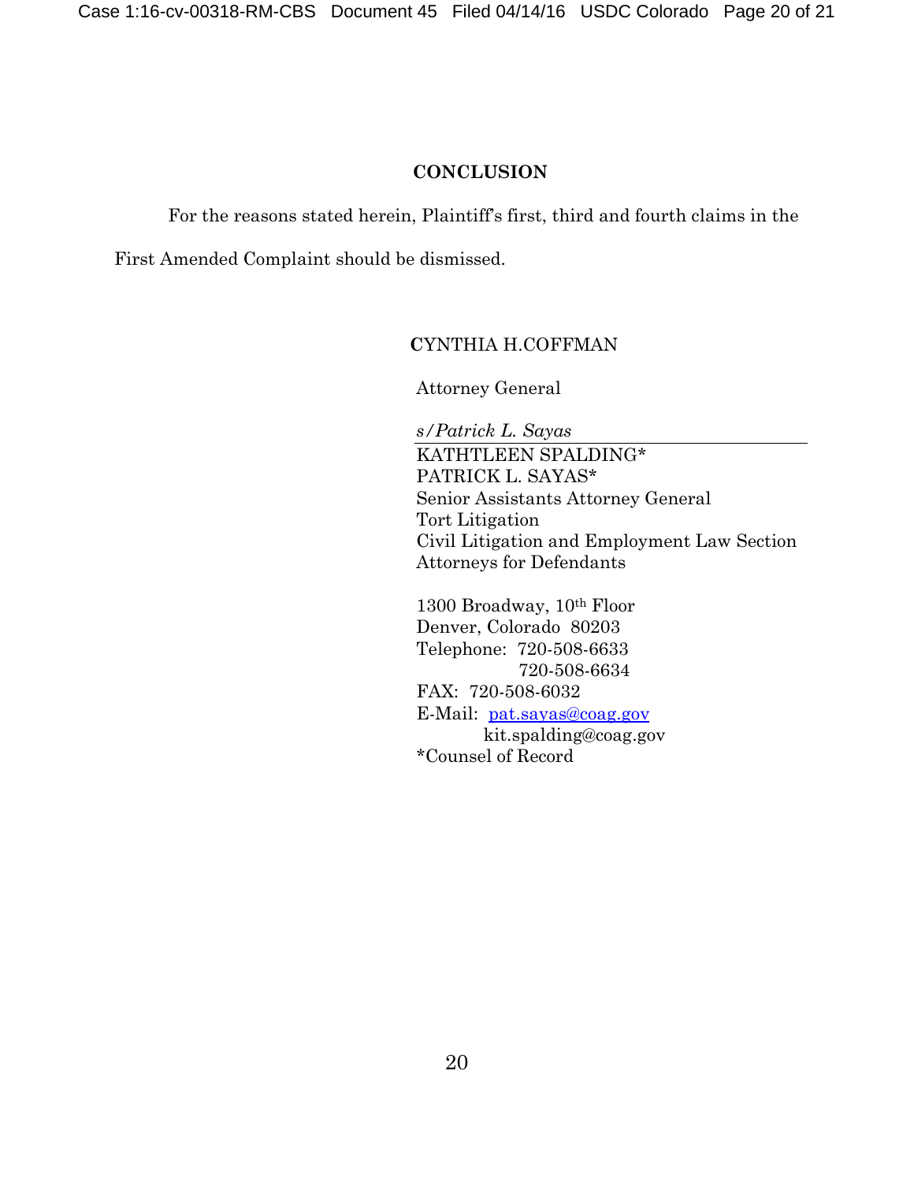## CONCLUSION

For the reasons stated herein, Plaintiff's first, third and fourth claims in the First Amended Complaint should be dismissed.

CYNTHIA H.COFFMAN

Attorney General

*s/Patrick L. Sayas*

KATHTLEEN SPALDING*
PATRICK L. SAYAS*
Senior Assistants Attorney General
Tort Litigation
Civil Litigation and Employment Law Section
Attorneys for Defendants

1300 Broadway, 10th Floor
Denver, Colorado 80203
Telephone: 720-508-6633
720-508-6634
FAX: 720-508-6032
E-Mail: pat.sayas@coag.gov
kit.spalding@coag.gov
*Counsel of Record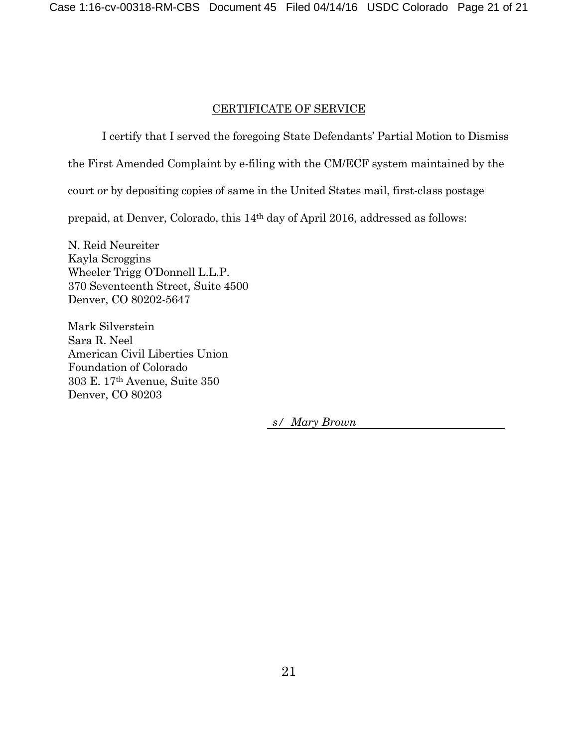## CERTIFICATE OF SERVICE

I certify that I served the foregoing State Defendants' Partial Motion to Dismiss the First Amended Complaint by e-filing with the CM/ECF system maintained by the court or by depositing copies of same in the United States mail, first-class postage prepaid, at Denver, Colorado, this 14th day of April 2016, addressed as follows:

N. Reid Neureiter
Kayla Scroggins
Wheeler Trigg O'Donnell L.L.P.
370 Seventeenth Street, Suite 4500
Denver, CO 80202-5647

Mark Silverstein
Sara R. Neel
American Civil Liberties Union
Foundation of Colorado
303 E. 17th Avenue, Suite 350
Denver, CO 80203

*s/ Mary Brown*